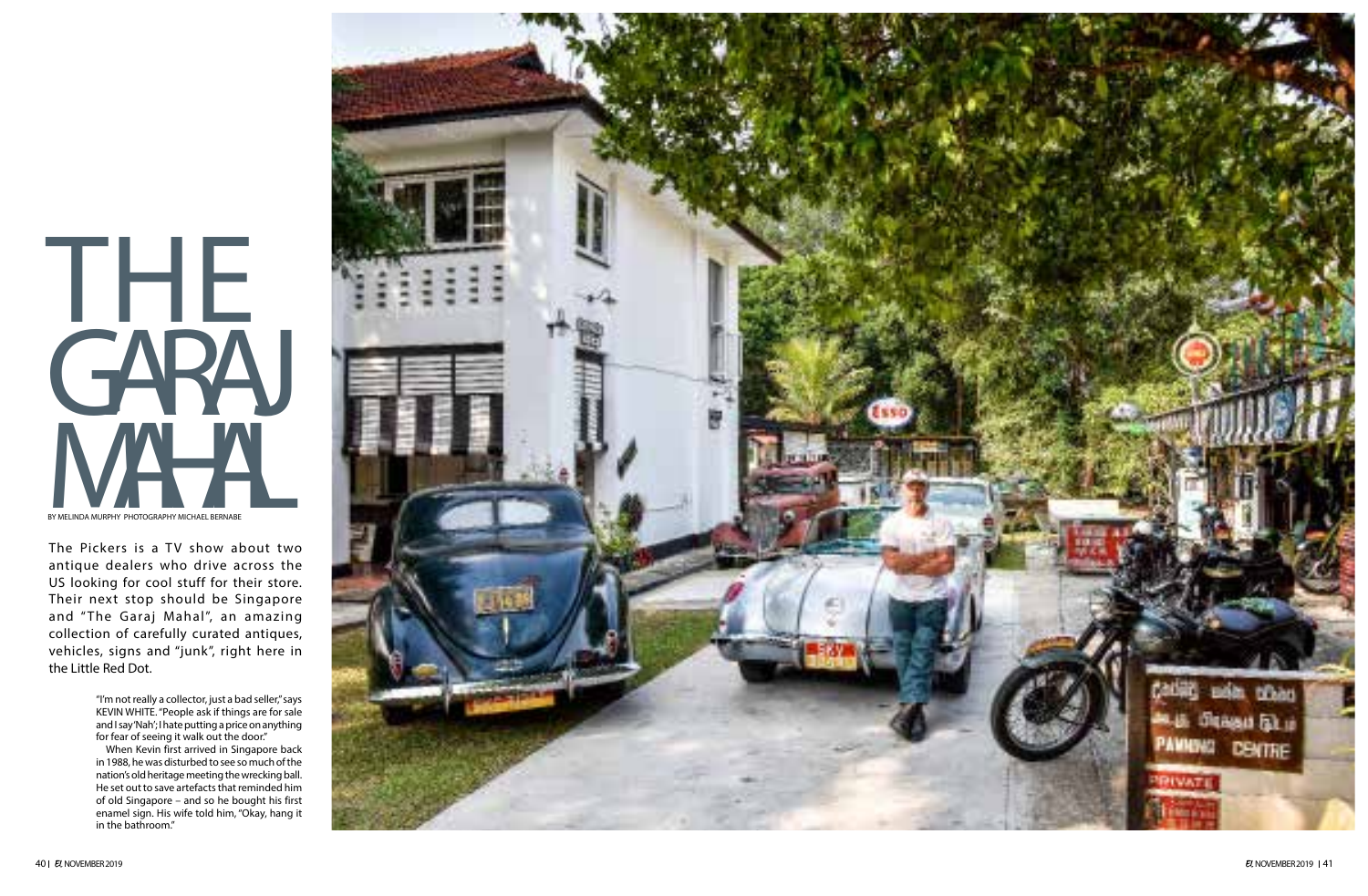# THE GARAJ MAHAL

BY MELINDA MURPHY PHOTOGRAPHY MICHAEL BERNABE

The Pickers is a TV show about two antique dealers who drive across the US looking for cool stuff for their store. Their next stop should be Singapore and "The Garaj Mahal", an amazing collection of carefully curated antiques, vehicles, signs and "junk", right here in the Little Red Dot.

"I'm not really a collector, just a bad seller," says KEVIN WHITE. "People ask if things are for sale and I say 'Nah'; I hate putting a price on anything for fear of seeing it walk out the door."

When Kevin first arrived in Singapore back in 1988, he was disturbed to see so much of the nation's old heritage meeting the wrecking ball. He set out to save artefacts that reminded him of old Singapore – and so he bought his first enamel sign. His wife told him, "Okay, hang it in the bathroom."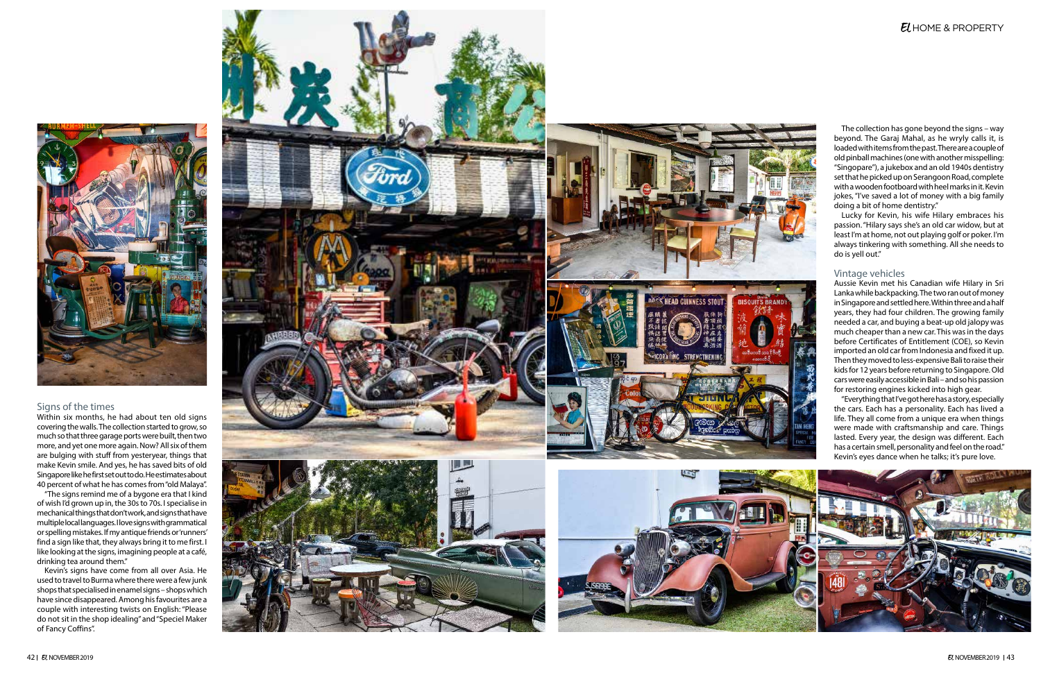## Signs of the times

Within six months, he had about ten old signs covering the walls. The collection started to grow, so much so that three garage ports were built, then two more, and yet one more again. Now? All six of them are bulging with stuff from yesteryear, things that make Kevin smile. And yes, he has saved bits of old Singapore like he first set out to do. He estimates about 40 percent of what he has comes from "old Malaya".

"The signs remind me of a bygone era that I kind of wish I'd grown up in, the 30s to 70s. I specialise in mechanical things that don't work, and signs that have multiple local languages. I love signs with grammatical or spelling mistakes. If my antique friends or 'runners' find a sign like that, they always bring it to me first. I like looking at the signs, imagining people at a café, drinking tea around them."

Kevin's signs have come from all over Asia. He used to travel to Burma where there were a few junk shops that specialised in enamel signs – shops which have since disappeared. Among his favourites are a couple with interesting twists on English: "Please do not sit in the shop idealing" and "Speciel Maker of Fancy Coffins".

The collection has gone beyond the signs – way beyond. The Garaj Mahal, as he wryly calls it, is loaded with items from the past. There are a couple of old pinball machines (one with another misspelling: "Singopare"), a jukebox and an old 1940s dentistry set that he picked up on Serangoon Road, complete with a wooden footboard with heel marks in it. Kevin jokes, "I've saved a lot of money with a big family doing a bit of home dentistry."

Lucky for Kevin, his wife Hilary embraces his passion. "Hilary says she's an old car widow, but at least I'm at home, not out playing golf or poker. I'm always tinkering with something. All she needs to do is yell out."

## Vintage vehicles

Aussie Kevin met his Canadian wife Hilary in Sri Lanka while backpacking. The two ran out of money in Singapore and settled here. Within three and a half years, they had four children. The growing family needed a car, and buying a beat-up old jalopy was much cheaper than a new car. This was in the days before Certificates of Entitlement (COE), so Kevin imported an old car from Indonesia and fixed it up. Then they moved to less-expensive Bali to raise their kids for 12 years before returning to Singapore. Old cars were easily accessible in Bali – and so his passion for restoring engines kicked into high gear.

"Everything that I've got here has a story, especially the cars. Each has a personality. Each has lived a life. They all come from a unique era when things were made with craftsmanship and care. Things lasted. Every year, the design was different. Each has a certain smell, personality and feel on the road." Kevin's eyes dance when he talks; it's pure love.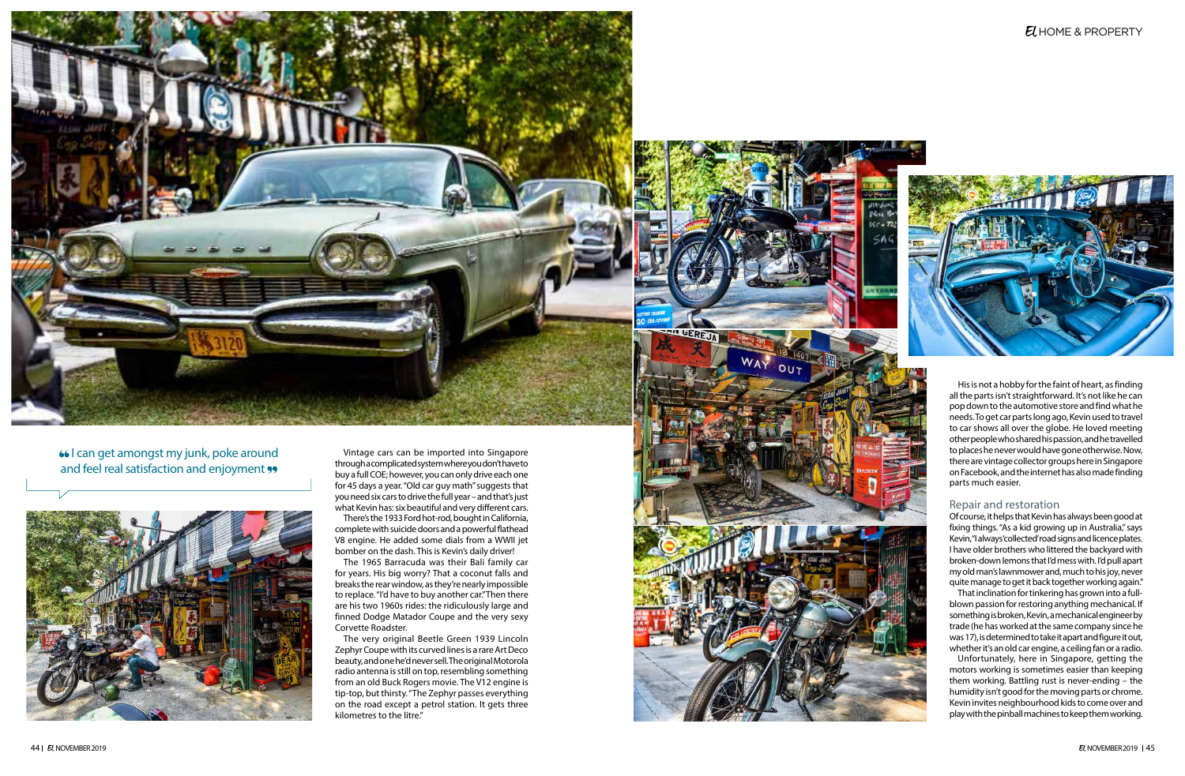> "I can get amongst my junk, poke around and feel real satisfaction and enjoyment"

Vintage cars can be imported into Singapore through a complicated system where you don't have to buy a full COE; however, you can only drive each one for 45 days a year. "Old car guy math" suggests that you need six cars to drive the full year – and that's just what Kevin has: six beautiful and very different cars.

There's the 1933 Ford hot-rod, bought in California, complete with suicide doors and a powerful flathead V8 engine. He added some dials from a WWII jet bomber on the dash. This is Kevin's daily driver!

The 1965 Barracuda was their Bali family car for years. His big worry? That a coconut falls and breaks the rear window, as they're nearly impossible to replace. "I'd have to buy another car." Then there are his two 1960s rides: the ridiculously large and finned Dodge Matador Coupe and the very sexy Corvette Roadster.

The very original Beetle Green 1939 Lincoln Zephyr Coupe with its curved lines is a rare Art Deco beauty, and one he'd never sell. The original Motorola radio antenna is still on top, resembling something from an old Buck Rogers movie. The V12 engine is tip-top, but thirsty. "The Zephyr passes everything on the road except a petrol station. It gets three kilometres to the litre."

His is not a hobby for the faint of heart, as finding all the parts isn't straightforward. It's not like he can pop down to the automotive store and find what he needs. To get car parts long ago, Kevin used to travel to car shows all over the globe. He loved meeting other people who shared his passion, and he travelled to places he never would have gone otherwise. Now, there are vintage collector groups here in Singapore on Facebook, and the internet has also made finding parts much easier.

## Repair and restoration

Of course, it helps that Kevin has always been good at fixing things. "As a kid growing up in Australia," says Kevin, "I always 'collected' road signs and licence plates. I have older brothers who littered the backyard with broken-down lemons that I'd mess with. I'd pull apart my old man's lawnmower and, much to his joy, never quite manage to get it back together working again."

That inclination for tinkering has grown into a full-blown passion for restoring anything mechanical. If something is broken, Kevin, a mechanical engineer by trade (he has worked at the same company since he was 17), is determined to take it apart and figure it out, whether it's an old car engine, a ceiling fan or a radio.

Unfortunately, here in Singapore, getting the motors working is sometimes easier than keeping them working. Battling rust is never-ending – the humidity isn't good for the moving parts or chrome. Kevin invites neighbourhood kids to come over and play with the pinball machines to keep them working.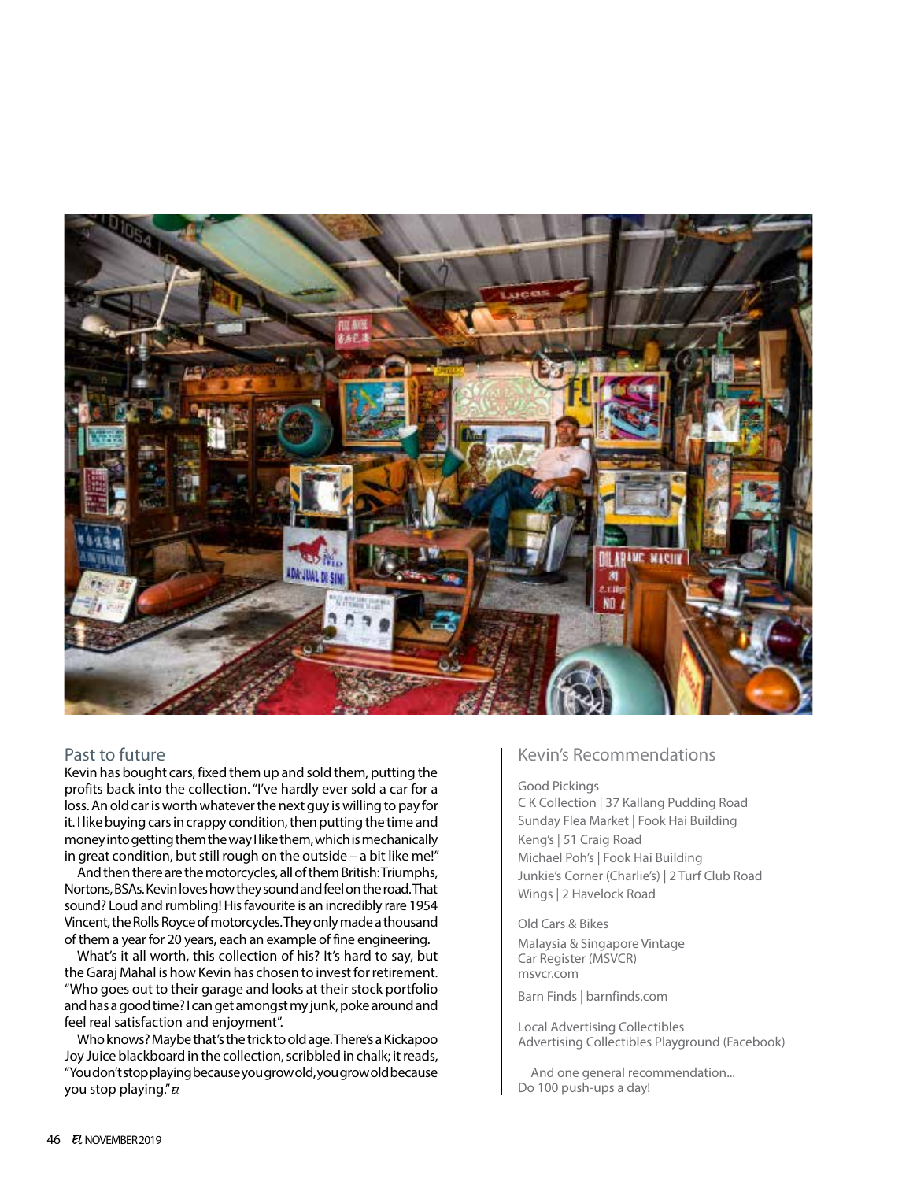## Past to future

Kevin has bought cars, fixed them up and sold them, putting the profits back into the collection. "I've hardly ever sold a car for a loss. An old car is worth whatever the next guy is willing to pay for it. I like buying cars in crappy condition, then putting the time and money into getting them the way I like them, which is mechanically in great condition, but still rough on the outside – a bit like me!"

And then there are the motorcycles, all of them British: Triumphs, Nortons, BSAs. Kevin loves how they sound and feel on the road. That sound? Loud and rumbling! His favourite is an incredibly rare 1954 Vincent, the Rolls Royce of motorcycles. They only made a thousand of them a year for 20 years, each an example of fine engineering.

What's it all worth, this collection of his? It's hard to say, but the Garaj Mahal is how Kevin has chosen to invest for retirement. "Who goes out to their garage and looks at their stock portfolio and has a good time? I can get amongst my junk, poke around and feel real satisfaction and enjoyment".

Who knows? Maybe that's the trick to old age. There's a Kickapoo Joy Juice blackboard in the collection, scribbled in chalk; it reads, "You don't stop playing because you grow old, you grow old because you stop playing." *EL*

## Kevin's Recommendations

Good Pickings
C K Collection | 37 Kallang Pudding Road
Sunday Flea Market | Fook Hai Building
Keng's | 51 Craig Road
Michael Poh's | Fook Hai Building
Junkie's Corner (Charlie's) | 2 Turf Club Road
Wings | 2 Havelock Road

Old Cars & Bikes
Malaysia & Singapore Vintage Car Register (MSVCR)
msvcr.com

Barn Finds | barnfinds.com

Local Advertising Collectibles
Advertising Collectibles Playground (Facebook)

And one general recommendation...
Do 100 push-ups a day!